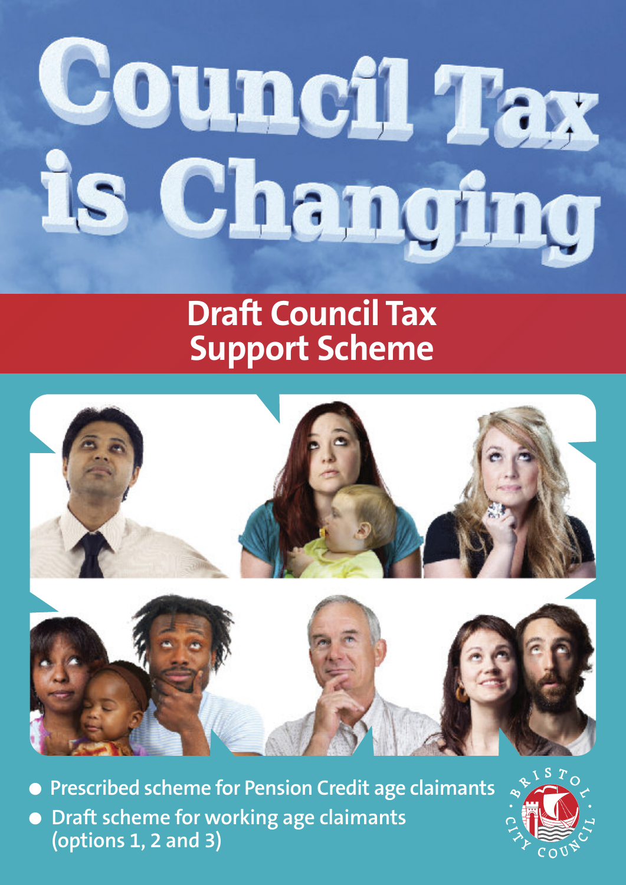# Council Tax is Changing

## Draft Council Tax Support Scheme

- Prescribed scheme for Pension Credit age claimants
- Draft scheme for working age claimants (options 1, 2 and 3)

BRISTOL CITY COUNCIL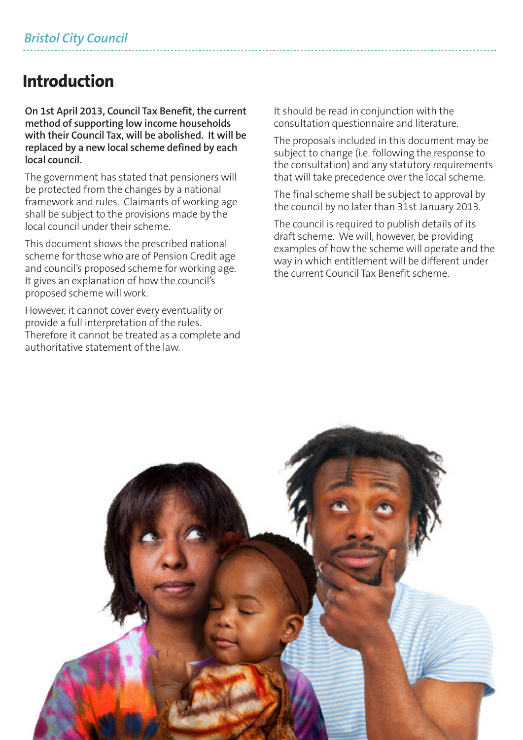# Introduction

**On 1st April 2013, Council Tax Benefit, the current method of supporting low income households with their Council Tax, will be abolished. It will be replaced by a new local scheme defined by each local council.**

The government has stated that pensioners will be protected from the changes by a national framework and rules. Claimants of working age shall be subject to the provisions made by the local council under their scheme.

This document shows the prescribed national scheme for those who are of Pension Credit age and council's proposed scheme for working age. It gives an explanation of how the council's proposed scheme will work.

However, it cannot cover every eventuality or provide a full interpretation of the rules. Therefore it cannot be treated as a complete and authoritative statement of the law.

It should be read in conjunction with the consultation questionnaire and literature.

The proposals included in this document may be subject to change (i.e. following the response to the consultation) and any statutory requirements that will take precedence over the local scheme.

The final scheme shall be subject to approval by the council by no later than 31st January 2013.

The council is required to publish details of its draft scheme. We will, however, be providing examples of how the scheme will operate and the way in which entitlement will be different under the current Council Tax Benefit scheme.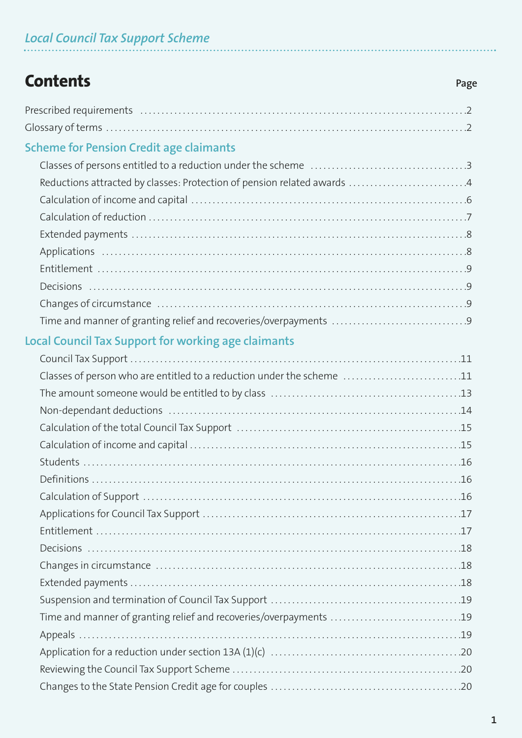# Contents

| | Page |
|---|---|
| Prescribed requirements | 2 |
| Glossary of terms | 2 |
| **Scheme for Pension Credit age claimants** | |
| Classes of persons entitled to a reduction under the scheme | 3 |
| Reductions attracted by classes: Protection of pension related awards | 4 |
| Calculation of income and capital | 6 |
| Calculation of reduction | 7 |
| Extended payments | 8 |
| Applications | 8 |
| Entitlement | 9 |
| Decisions | 9 |
| Changes of circumstance | 9 |
| Time and manner of granting relief and recoveries/overpayments | 9 |
| **Local Council Tax Support for working age claimants** | |
| Council Tax Support | 11 |
| Classes of person who are entitled to a reduction under the scheme | 11 |
| The amount someone would be entitled to by class | 13 |
| Non-dependant deductions | 14 |
| Calculation of the total Council Tax Support | 15 |
| Calculation of income and capital | 15 |
| Students | 16 |
| Definitions | 16 |
| Calculation of Support | 16 |
| Applications for Council Tax Support | 17 |
| Entitlement | 17 |
| Decisions | 18 |
| Changes in circumstance | 18 |
| Extended payments | 18 |
| Suspension and termination of Council Tax Support | 19 |
| Time and manner of granting relief and recoveries/overpayments | 19 |
| Appeals | 19 |
| Application for a reduction under section 13A (1)(c) | 20 |
| Reviewing the Council Tax Support Scheme | 20 |
| Changes to the State Pension Credit age for couples | 20 |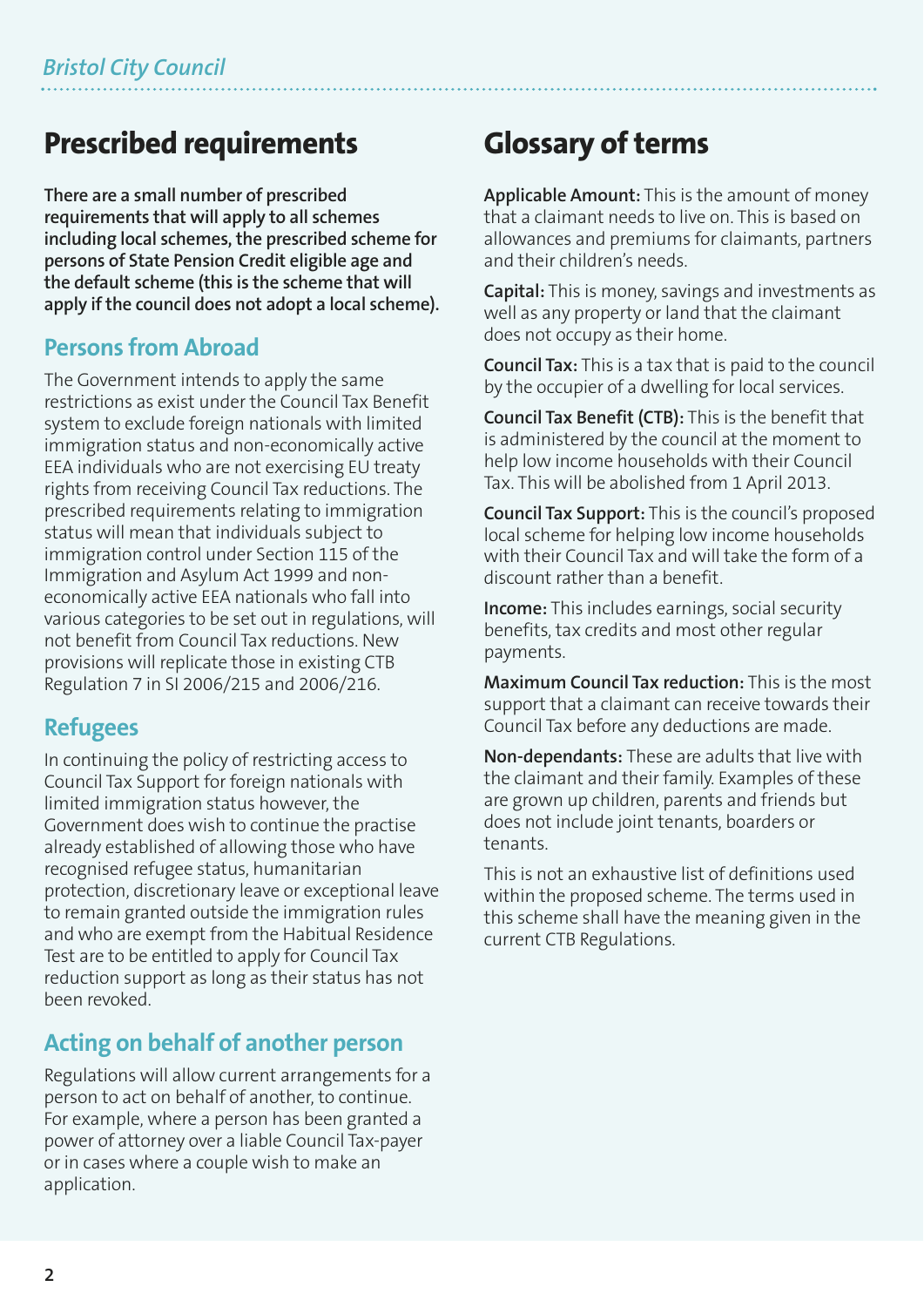## Prescribed requirements

**There are a small number of prescribed requirements that will apply to all schemes including local schemes, the prescribed scheme for persons of State Pension Credit eligible age and the default scheme (this is the scheme that will apply if the council does not adopt a local scheme).**

### Persons from Abroad

The Government intends to apply the same restrictions as exist under the Council Tax Benefit system to exclude foreign nationals with limited immigration status and non-economically active EEA individuals who are not exercising EU treaty rights from receiving Council Tax reductions. The prescribed requirements relating to immigration status will mean that individuals subject to immigration control under Section 115 of the Immigration and Asylum Act 1999 and non-economically active EEA nationals who fall into various categories to be set out in regulations, will not benefit from Council Tax reductions. New provisions will replicate those in existing CTB Regulation 7 in SI 2006/215 and 2006/216.

### Refugees

In continuing the policy of restricting access to Council Tax Support for foreign nationals with limited immigration status however, the Government does wish to continue the practise already established of allowing those who have recognised refugee status, humanitarian protection, discretionary leave or exceptional leave to remain granted outside the immigration rules and who are exempt from the Habitual Residence Test are to be entitled to apply for Council Tax reduction support as long as their status has not been revoked.

### Acting on behalf of another person

Regulations will allow current arrangements for a person to act on behalf of another, to continue. For example, where a person has been granted a power of attorney over a liable Council Tax-payer or in cases where a couple wish to make an application.

## Glossary of terms

**Applicable Amount:** This is the amount of money that a claimant needs to live on. This is based on allowances and premiums for claimants, partners and their children's needs.

**Capital:** This is money, savings and investments as well as any property or land that the claimant does not occupy as their home.

**Council Tax:** This is a tax that is paid to the council by the occupier of a dwelling for local services.

**Council Tax Benefit (CTB):** This is the benefit that is administered by the council at the moment to help low income households with their Council Tax. This will be abolished from 1 April 2013.

**Council Tax Support:** This is the council's proposed local scheme for helping low income households with their Council Tax and will take the form of a discount rather than a benefit.

**Income:** This includes earnings, social security benefits, tax credits and most other regular payments.

**Maximum Council Tax reduction:** This is the most support that a claimant can receive towards their Council Tax before any deductions are made.

**Non-dependants:** These are adults that live with the claimant and their family. Examples of these are grown up children, parents and friends but does not include joint tenants, boarders or tenants.

This is not an exhaustive list of definitions used within the proposed scheme. The terms used in this scheme shall have the meaning given in the current CTB Regulations.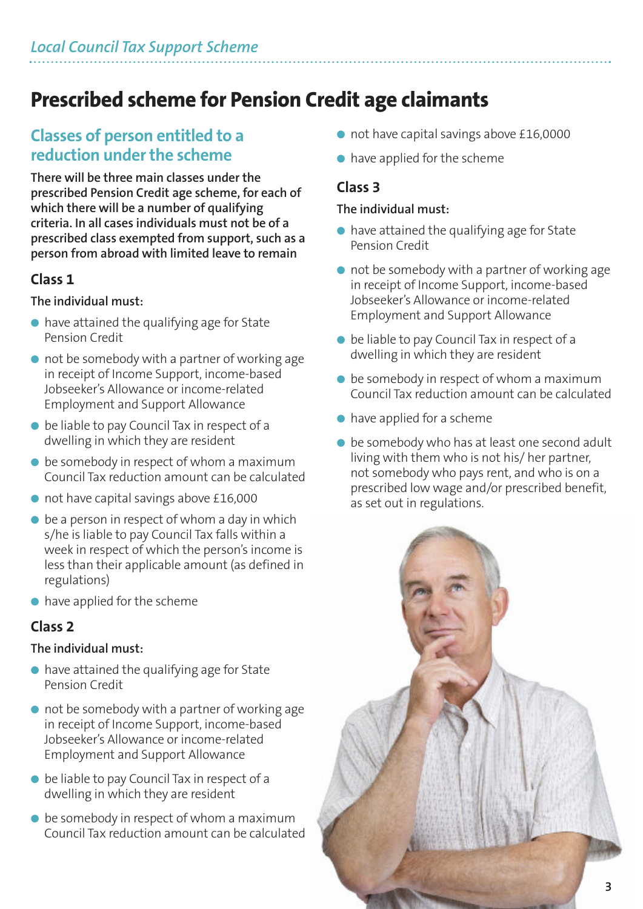# Prescribed scheme for Pension Credit age claimants

## Classes of person entitled to a reduction under the scheme

**There will be three main classes under the prescribed Pension Credit age scheme, for each of which there will be a number of qualifying criteria. In all cases individuals must not be of a prescribed class exempted from support, such as a person from abroad with limited leave to remain**

### Class 1

**The individual must:**

- have attained the qualifying age for State Pension Credit
- not be somebody with a partner of working age in receipt of Income Support, income-based Jobseeker's Allowance or income-related Employment and Support Allowance
- be liable to pay Council Tax in respect of a dwelling in which they are resident
- be somebody in respect of whom a maximum Council Tax reduction amount can be calculated
- not have capital savings above £16,000
- be a person in respect of whom a day in which s/he is liable to pay Council Tax falls within a week in respect of which the person's income is less than their applicable amount (as defined in regulations)
- have applied for the scheme

### Class 2

**The individual must:**

- have attained the qualifying age for State Pension Credit
- not be somebody with a partner of working age in receipt of Income Support, income-based Jobseeker's Allowance or income-related Employment and Support Allowance
- be liable to pay Council Tax in respect of a dwelling in which they are resident
- be somebody in respect of whom a maximum Council Tax reduction amount can be calculated
- not have capital savings above £16,0000
- have applied for the scheme

### Class 3

**The individual must:**

- have attained the qualifying age for State Pension Credit
- not be somebody with a partner of working age in receipt of Income Support, income-based Jobseeker's Allowance or income-related Employment and Support Allowance
- be liable to pay Council Tax in respect of a dwelling in which they are resident
- be somebody in respect of whom a maximum Council Tax reduction amount can be calculated
- have applied for a scheme
- be somebody who has at least one second adult living with them who is not his/ her partner, not somebody who pays rent, and who is on a prescribed low wage and/or prescribed benefit, as set out in regulations.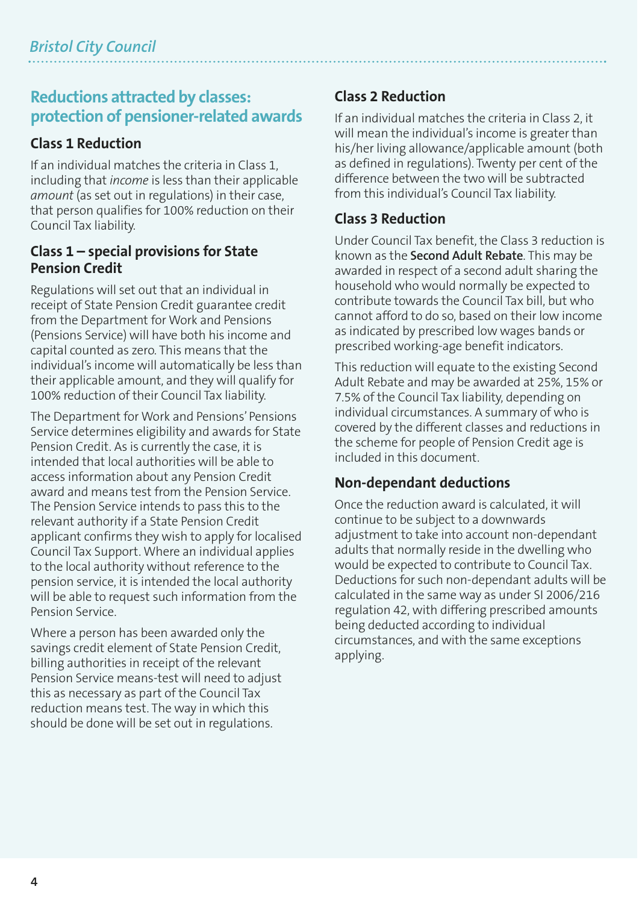## Reductions attracted by classes: protection of pensioner-related awards

### Class 1 Reduction

If an individual matches the criteria in Class 1, including that *income* is less than their applicable *amount* (as set out in regulations) in their case, that person qualifies for 100% reduction on their Council Tax liability.

### Class 1 – special provisions for State Pension Credit

Regulations will set out that an individual in receipt of State Pension Credit guarantee credit from the Department for Work and Pensions (Pensions Service) will have both his income and capital counted as zero. This means that the individual's income will automatically be less than their applicable amount, and they will qualify for 100% reduction of their Council Tax liability.

The Department for Work and Pensions' Pensions Service determines eligibility and awards for State Pension Credit. As is currently the case, it is intended that local authorities will be able to access information about any Pension Credit award and means test from the Pension Service. The Pension Service intends to pass this to the relevant authority if a State Pension Credit applicant confirms they wish to apply for localised Council Tax Support. Where an individual applies to the local authority without reference to the pension service, it is intended the local authority will be able to request such information from the Pension Service.

Where a person has been awarded only the savings credit element of State Pension Credit, billing authorities in receipt of the relevant Pension Service means-test will need to adjust this as necessary as part of the Council Tax reduction means test. The way in which this should be done will be set out in regulations.

### Class 2 Reduction

If an individual matches the criteria in Class 2, it will mean the individual's income is greater than his/her living allowance/applicable amount (both as defined in regulations). Twenty per cent of the difference between the two will be subtracted from this individual's Council Tax liability.

### Class 3 Reduction

Under Council Tax benefit, the Class 3 reduction is known as the **Second Adult Rebate**. This may be awarded in respect of a second adult sharing the household who would normally be expected to contribute towards the Council Tax bill, but who cannot afford to do so, based on their low income as indicated by prescribed low wages bands or prescribed working-age benefit indicators.

This reduction will equate to the existing Second Adult Rebate and may be awarded at 25%, 15% or 7.5% of the Council Tax liability, depending on individual circumstances. A summary of who is covered by the different classes and reductions in the scheme for people of Pension Credit age is included in this document.

### Non-dependant deductions

Once the reduction award is calculated, it will continue to be subject to a downwards adjustment to take into account non-dependant adults that normally reside in the dwelling who would be expected to contribute to Council Tax. Deductions for such non-dependant adults will be calculated in the same way as under SI 2006/216 regulation 42, with differing prescribed amounts being deducted according to individual circumstances, and with the same exceptions applying.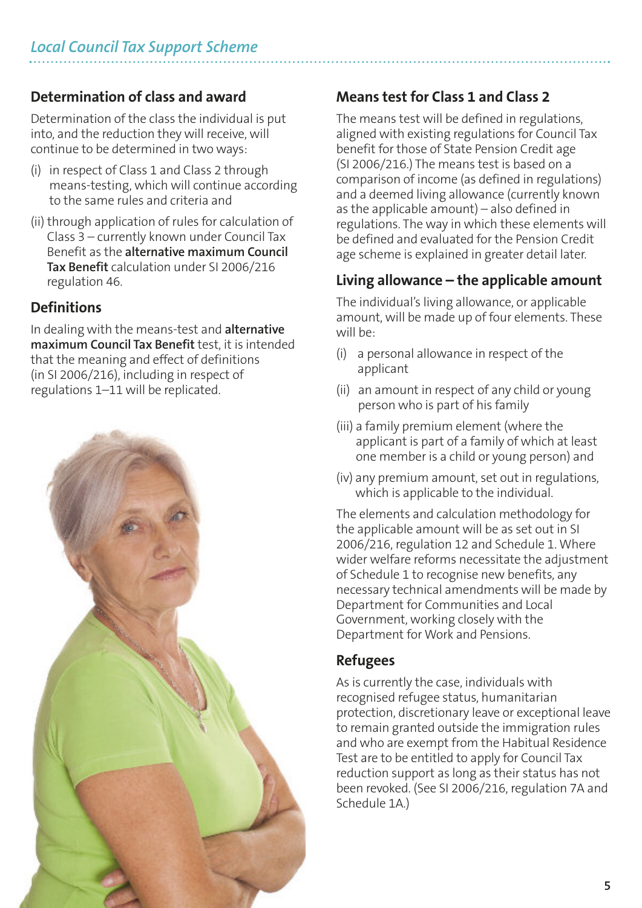## Determination of class and award

Determination of the class the individual is put into, and the reduction they will receive, will continue to be determined in two ways:

(i) in respect of Class 1 and Class 2 through means-testing, which will continue according to the same rules and criteria and

(ii) through application of rules for calculation of Class 3 – currently known under Council Tax Benefit as the **alternative maximum Council Tax Benefit** calculation under SI 2006/216 regulation 46.

## Definitions

In dealing with the means-test and **alternative maximum Council Tax Benefit** test, it is intended that the meaning and effect of definitions (in SI 2006/216), including in respect of regulations 1–11 will be replicated.

## Means test for Class 1 and Class 2

The means test will be defined in regulations, aligned with existing regulations for Council Tax benefit for those of State Pension Credit age (SI 2006/216.) The means test is based on a comparison of income (as defined in regulations) and a deemed living allowance (currently known as the applicable amount) – also defined in regulations. The way in which these elements will be defined and evaluated for the Pension Credit age scheme is explained in greater detail later.

## Living allowance – the applicable amount

The individual's living allowance, or applicable amount, will be made up of four elements. These will be:

(i) a personal allowance in respect of the applicant

(ii) an amount in respect of any child or young person who is part of his family

(iii) a family premium element (where the applicant is part of a family of which at least one member is a child or young person) and

(iv) any premium amount, set out in regulations, which is applicable to the individual.

The elements and calculation methodology for the applicable amount will be as set out in SI 2006/216, regulation 12 and Schedule 1. Where wider welfare reforms necessitate the adjustment of Schedule 1 to recognise new benefits, any necessary technical amendments will be made by Department for Communities and Local Government, working closely with the Department for Work and Pensions.

## Refugees

As is currently the case, individuals with recognised refugee status, humanitarian protection, discretionary leave or exceptional leave to remain granted outside the immigration rules and who are exempt from the Habitual Residence Test are to be entitled to apply for Council Tax reduction support as long as their status has not been revoked. (See SI 2006/216, regulation 7A and Schedule 1A.)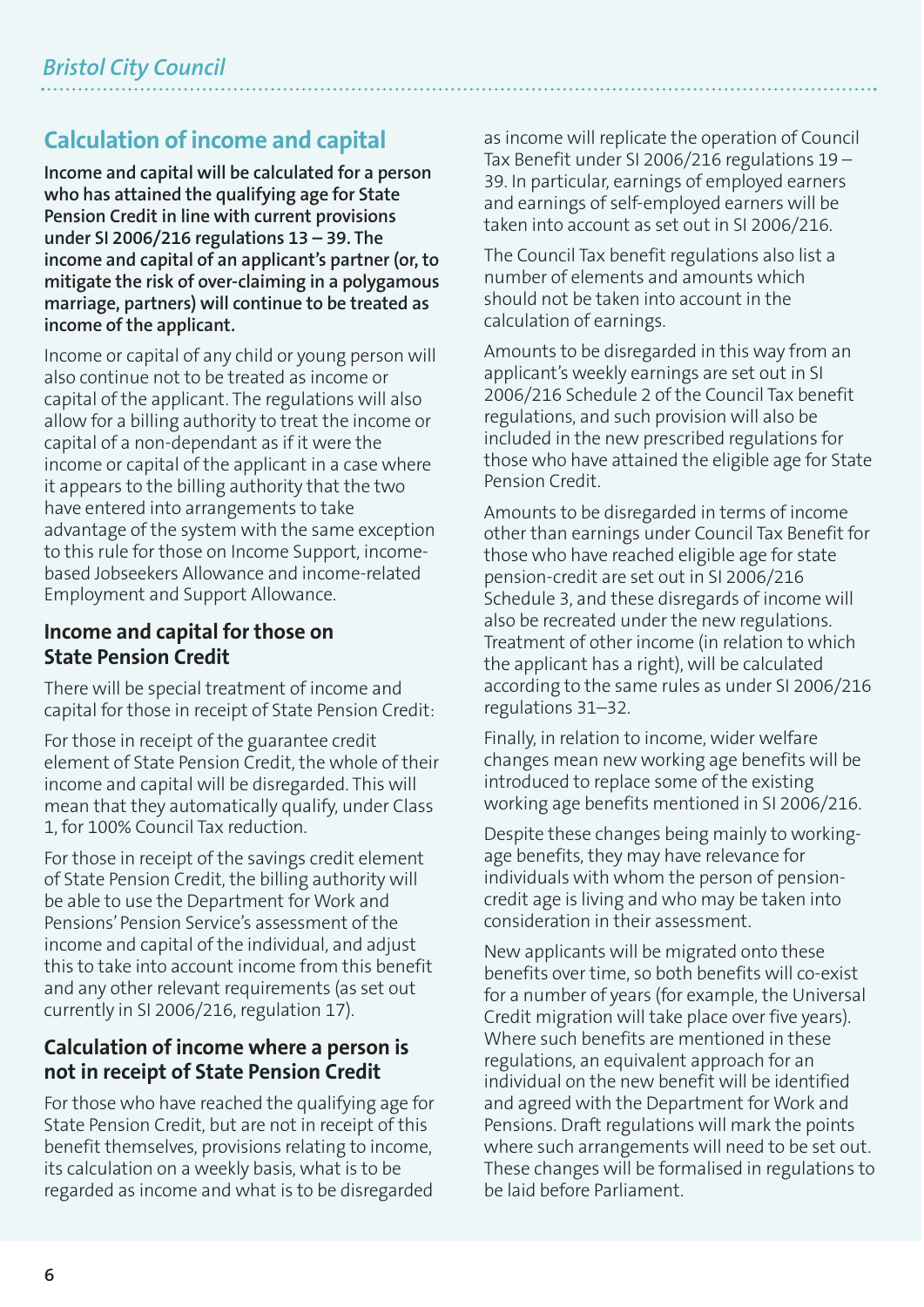## Calculation of income and capital

**Income and capital will be calculated for a person who has attained the qualifying age for State Pension Credit in line with current provisions under SI 2006/216 regulations 13 – 39. The income and capital of an applicant's partner (or, to mitigate the risk of over-claiming in a polygamous marriage, partners) will continue to be treated as income of the applicant.**

Income or capital of any child or young person will also continue not to be treated as income or capital of the applicant. The regulations will also allow for a billing authority to treat the income or capital of a non-dependant as if it were the income or capital of the applicant in a case where it appears to the billing authority that the two have entered into arrangements to take advantage of the system with the same exception to this rule for those on Income Support, income-based Jobseekers Allowance and income-related Employment and Support Allowance.

### Income and capital for those on State Pension Credit

There will be special treatment of income and capital for those in receipt of State Pension Credit:

For those in receipt of the guarantee credit element of State Pension Credit, the whole of their income and capital will be disregarded. This will mean that they automatically qualify, under Class 1, for 100% Council Tax reduction.

For those in receipt of the savings credit element of State Pension Credit, the billing authority will be able to use the Department for Work and Pensions' Pension Service's assessment of the income and capital of the individual, and adjust this to take into account income from this benefit and any other relevant requirements (as set out currently in SI 2006/216, regulation 17).

### Calculation of income where a person is not in receipt of State Pension Credit

For those who have reached the qualifying age for State Pension Credit, but are not in receipt of this benefit themselves, provisions relating to income, its calculation on a weekly basis, what is to be regarded as income and what is to be disregarded as income will replicate the operation of Council Tax Benefit under SI 2006/216 regulations 19 – 39. In particular, earnings of employed earners and earnings of self-employed earners will be taken into account as set out in SI 2006/216.

The Council Tax benefit regulations also list a number of elements and amounts which should not be taken into account in the calculation of earnings.

Amounts to be disregarded in this way from an applicant's weekly earnings are set out in SI 2006/216 Schedule 2 of the Council Tax benefit regulations, and such provision will also be included in the new prescribed regulations for those who have attained the eligible age for State Pension Credit.

Amounts to be disregarded in terms of income other than earnings under Council Tax Benefit for those who have reached eligible age for state pension-credit are set out in SI 2006/216 Schedule 3, and these disregards of income will also be recreated under the new regulations. Treatment of other income (in relation to which the applicant has a right), will be calculated according to the same rules as under SI 2006/216 regulations 31–32.

Finally, in relation to income, wider welfare changes mean new working age benefits will be introduced to replace some of the existing working age benefits mentioned in SI 2006/216.

Despite these changes being mainly to working-age benefits, they may have relevance for individuals with whom the person of pension-credit age is living and who may be taken into consideration in their assessment.

New applicants will be migrated onto these benefits over time, so both benefits will co-exist for a number of years (for example, the Universal Credit migration will take place over five years). Where such benefits are mentioned in these regulations, an equivalent approach for an individual on the new benefit will be identified and agreed with the Department for Work and Pensions. Draft regulations will mark the points where such arrangements will need to be set out. These changes will be formalised in regulations to be laid before Parliament.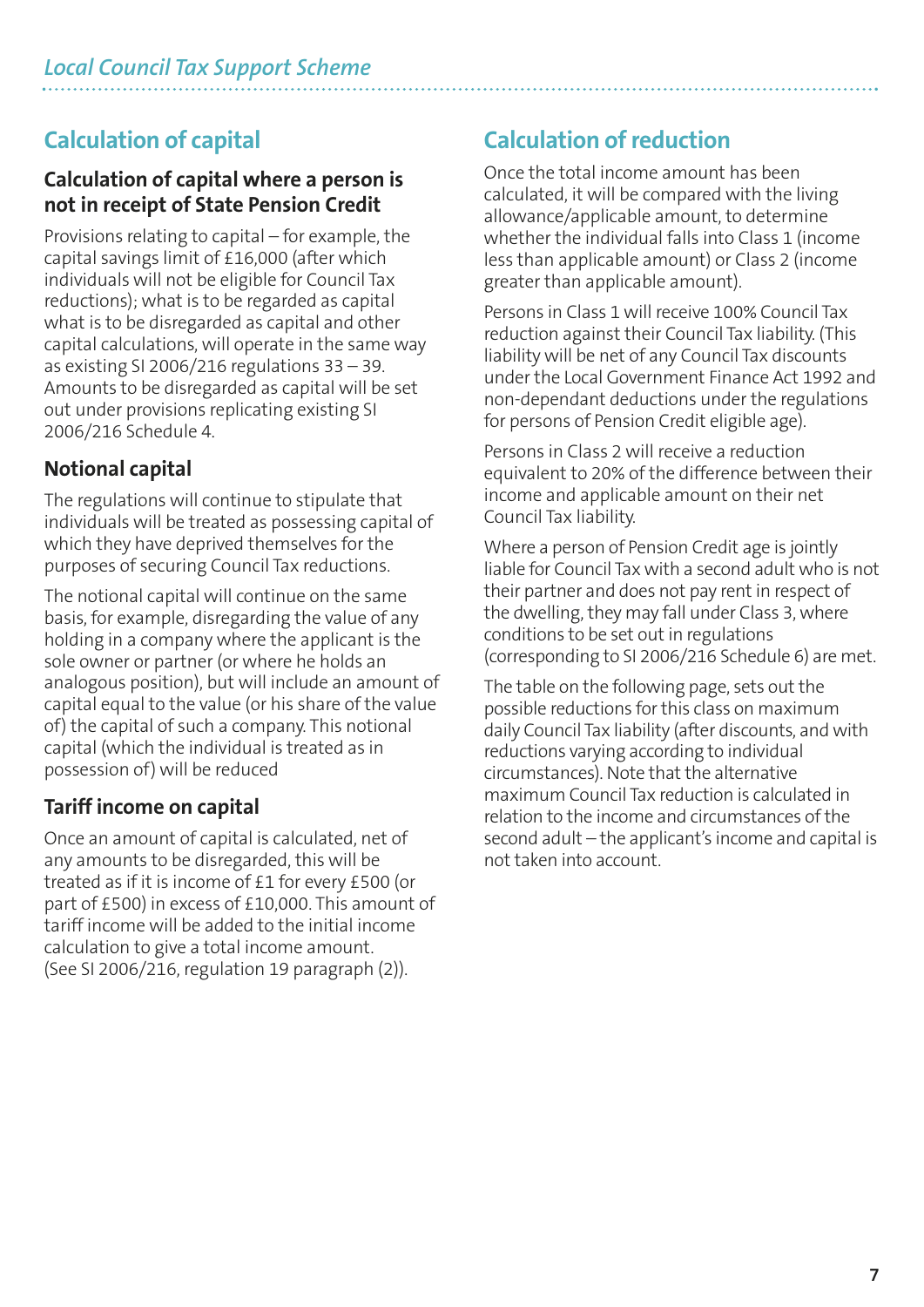## Calculation of capital

### Calculation of capital where a person is not in receipt of State Pension Credit

Provisions relating to capital – for example, the capital savings limit of £16,000 (after which individuals will not be eligible for Council Tax reductions); what is to be regarded as capital what is to be disregarded as capital and other capital calculations, will operate in the same way as existing SI 2006/216 regulations 33 – 39. Amounts to be disregarded as capital will be set out under provisions replicating existing SI 2006/216 Schedule 4.

### Notional capital

The regulations will continue to stipulate that individuals will be treated as possessing capital of which they have deprived themselves for the purposes of securing Council Tax reductions.

The notional capital will continue on the same basis, for example, disregarding the value of any holding in a company where the applicant is the sole owner or partner (or where he holds an analogous position), but will include an amount of capital equal to the value (or his share of the value of) the capital of such a company. This notional capital (which the individual is treated as in possession of) will be reduced

### Tariff income on capital

Once an amount of capital is calculated, net of any amounts to be disregarded, this will be treated as if it is income of £1 for every £500 (or part of £500) in excess of £10,000. This amount of tariff income will be added to the initial income calculation to give a total income amount. (See SI 2006/216, regulation 19 paragraph (2)).

## Calculation of reduction

Once the total income amount has been calculated, it will be compared with the living allowance/applicable amount, to determine whether the individual falls into Class 1 (income less than applicable amount) or Class 2 (income greater than applicable amount).

Persons in Class 1 will receive 100% Council Tax reduction against their Council Tax liability. (This liability will be net of any Council Tax discounts under the Local Government Finance Act 1992 and non-dependant deductions under the regulations for persons of Pension Credit eligible age).

Persons in Class 2 will receive a reduction equivalent to 20% of the difference between their income and applicable amount on their net Council Tax liability.

Where a person of Pension Credit age is jointly liable for Council Tax with a second adult who is not their partner and does not pay rent in respect of the dwelling, they may fall under Class 3, where conditions to be set out in regulations (corresponding to SI 2006/216 Schedule 6) are met.

The table on the following page, sets out the possible reductions for this class on maximum daily Council Tax liability (after discounts, and with reductions varying according to individual circumstances). Note that the alternative maximum Council Tax reduction is calculated in relation to the income and circumstances of the second adult – the applicant's income and capital is not taken into account.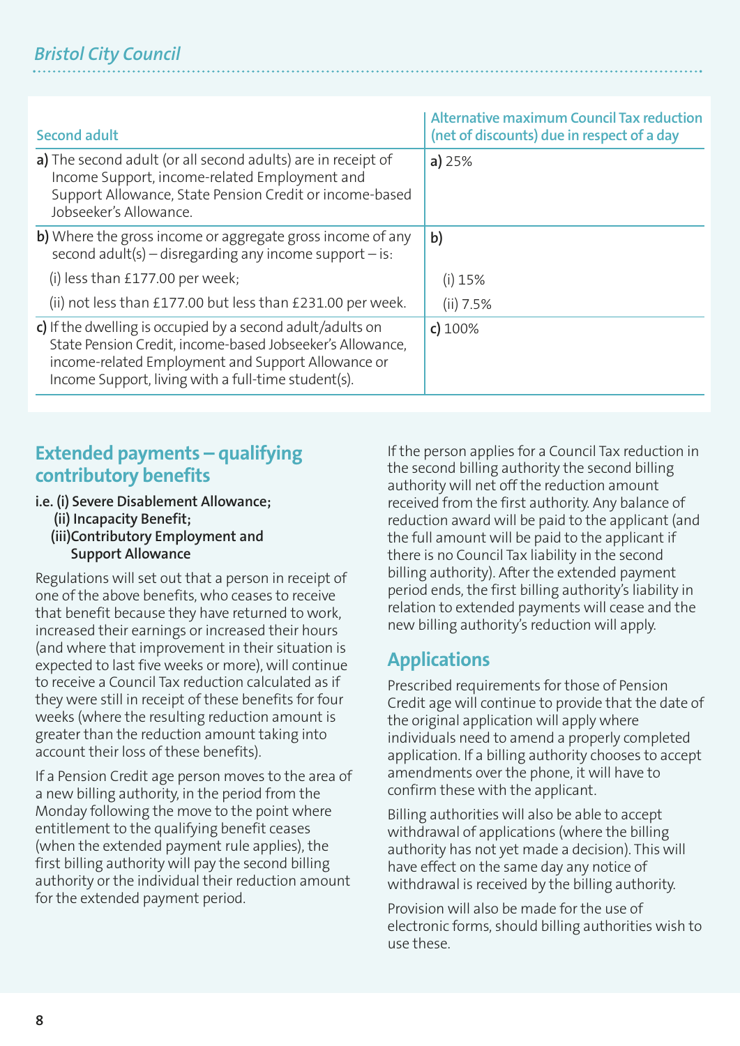| Second adult | Alternative maximum Council Tax reduction (net of discounts) due in respect of a day |
|---|---|
| **a)** The second adult (or all second adults) are in receipt of Income Support, income-related Employment and Support Allowance, State Pension Credit or income-based Jobseeker's Allowance. | **a)** 25% |
| **b)** Where the gross income or aggregate gross income of any second adult(s) – disregarding any income support – is: | **b)** |
| (i) less than £177.00 per week; | (i) 15% |
| (ii) not less than £177.00 but less than £231.00 per week. | (ii) 7.5% |
| **c)** If the dwelling is occupied by a second adult/adults on State Pension Credit, income-based Jobseeker's Allowance, income-related Employment and Support Allowance or Income Support, living with a full-time student(s). | **c)** 100% |

## Extended payments – qualifying contributory benefits

**i.e. (i) Severe Disablement Allowance;**
**(ii) Incapacity Benefit;**
**(iii)Contributory Employment and Support Allowance**

Regulations will set out that a person in receipt of one of the above benefits, who ceases to receive that benefit because they have returned to work, increased their earnings or increased their hours (and where that improvement in their situation is expected to last five weeks or more), will continue to receive a Council Tax reduction calculated as if they were still in receipt of these benefits for four weeks (where the resulting reduction amount is greater than the reduction amount taking into account their loss of these benefits).

If a Pension Credit age person moves to the area of a new billing authority, in the period from the Monday following the move to the point where entitlement to the qualifying benefit ceases (when the extended payment rule applies), the first billing authority will pay the second billing authority or the individual their reduction amount for the extended payment period.

If the person applies for a Council Tax reduction in the second billing authority the second billing authority will net off the reduction amount received from the first authority. Any balance of reduction award will be paid to the applicant (and the full amount will be paid to the applicant if there is no Council Tax liability in the second billing authority). After the extended payment period ends, the first billing authority's liability in relation to extended payments will cease and the new billing authority's reduction will apply.

## Applications

Prescribed requirements for those of Pension Credit age will continue to provide that the date of the original application will apply where individuals need to amend a properly completed application. If a billing authority chooses to accept amendments over the phone, it will have to confirm these with the applicant.

Billing authorities will also be able to accept withdrawal of applications (where the billing authority has not yet made a decision). This will have effect on the same day any notice of withdrawal is received by the billing authority.

Provision will also be made for the use of electronic forms, should billing authorities wish to use these.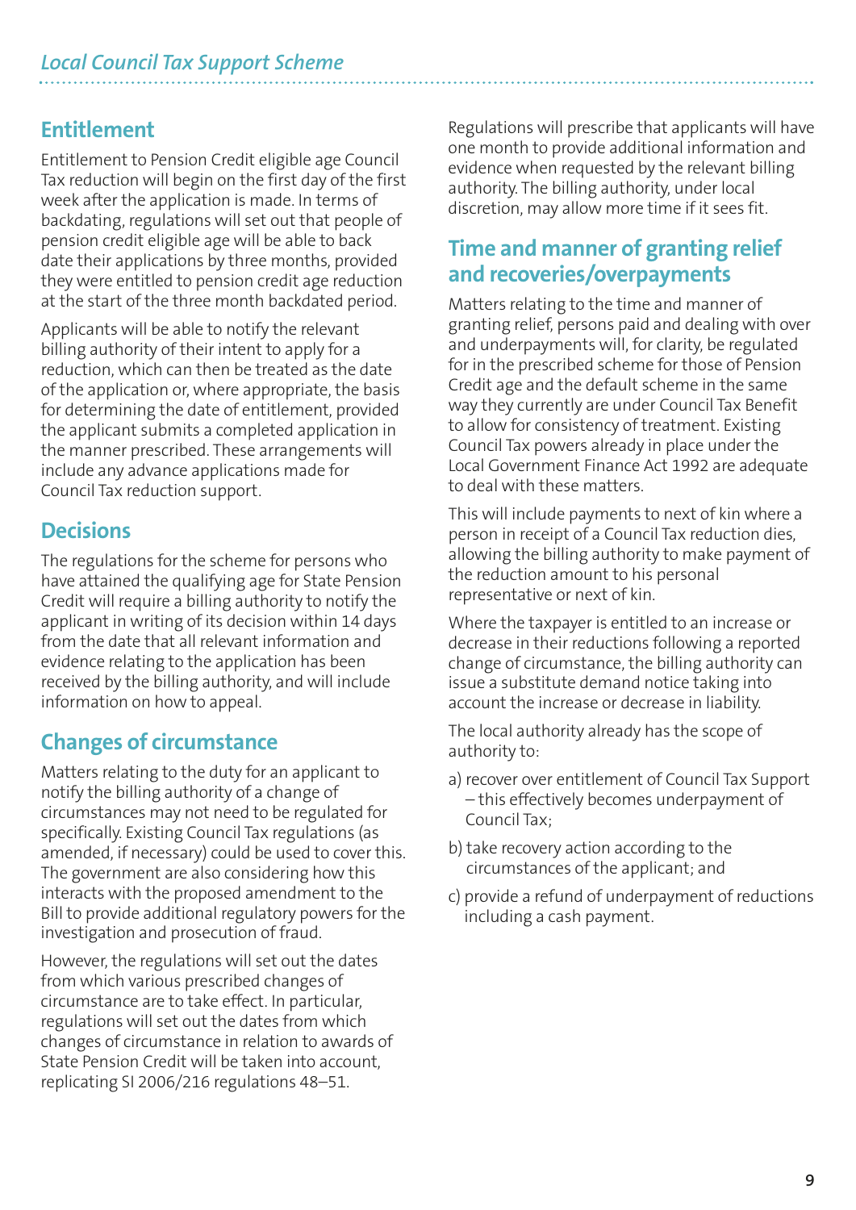## Entitlement

Entitlement to Pension Credit eligible age Council Tax reduction will begin on the first day of the first week after the application is made. In terms of backdating, regulations will set out that people of pension credit eligible age will be able to back date their applications by three months, provided they were entitled to pension credit age reduction at the start of the three month backdated period.

Applicants will be able to notify the relevant billing authority of their intent to apply for a reduction, which can then be treated as the date of the application or, where appropriate, the basis for determining the date of entitlement, provided the applicant submits a completed application in the manner prescribed. These arrangements will include any advance applications made for Council Tax reduction support.

## Decisions

The regulations for the scheme for persons who have attained the qualifying age for State Pension Credit will require a billing authority to notify the applicant in writing of its decision within 14 days from the date that all relevant information and evidence relating to the application has been received by the billing authority, and will include information on how to appeal.

## Changes of circumstance

Matters relating to the duty for an applicant to notify the billing authority of a change of circumstances may not need to be regulated for specifically. Existing Council Tax regulations (as amended, if necessary) could be used to cover this. The government are also considering how this interacts with the proposed amendment to the Bill to provide additional regulatory powers for the investigation and prosecution of fraud.

However, the regulations will set out the dates from which various prescribed changes of circumstance are to take effect. In particular, regulations will set out the dates from which changes of circumstance in relation to awards of State Pension Credit will be taken into account, replicating SI 2006/216 regulations 48–51.

Regulations will prescribe that applicants will have one month to provide additional information and evidence when requested by the relevant billing authority. The billing authority, under local discretion, may allow more time if it sees fit.

## Time and manner of granting relief and recoveries/overpayments

Matters relating to the time and manner of granting relief, persons paid and dealing with over and underpayments will, for clarity, be regulated for in the prescribed scheme for those of Pension Credit age and the default scheme in the same way they currently are under Council Tax Benefit to allow for consistency of treatment. Existing Council Tax powers already in place under the Local Government Finance Act 1992 are adequate to deal with these matters.

This will include payments to next of kin where a person in receipt of a Council Tax reduction dies, allowing the billing authority to make payment of the reduction amount to his personal representative or next of kin.

Where the taxpayer is entitled to an increase or decrease in their reductions following a reported change of circumstance, the billing authority can issue a substitute demand notice taking into account the increase or decrease in liability.

The local authority already has the scope of authority to:

a) recover over entitlement of Council Tax Support – this effectively becomes underpayment of Council Tax;

b) take recovery action according to the circumstances of the applicant; and

c) provide a refund of underpayment of reductions including a cash payment.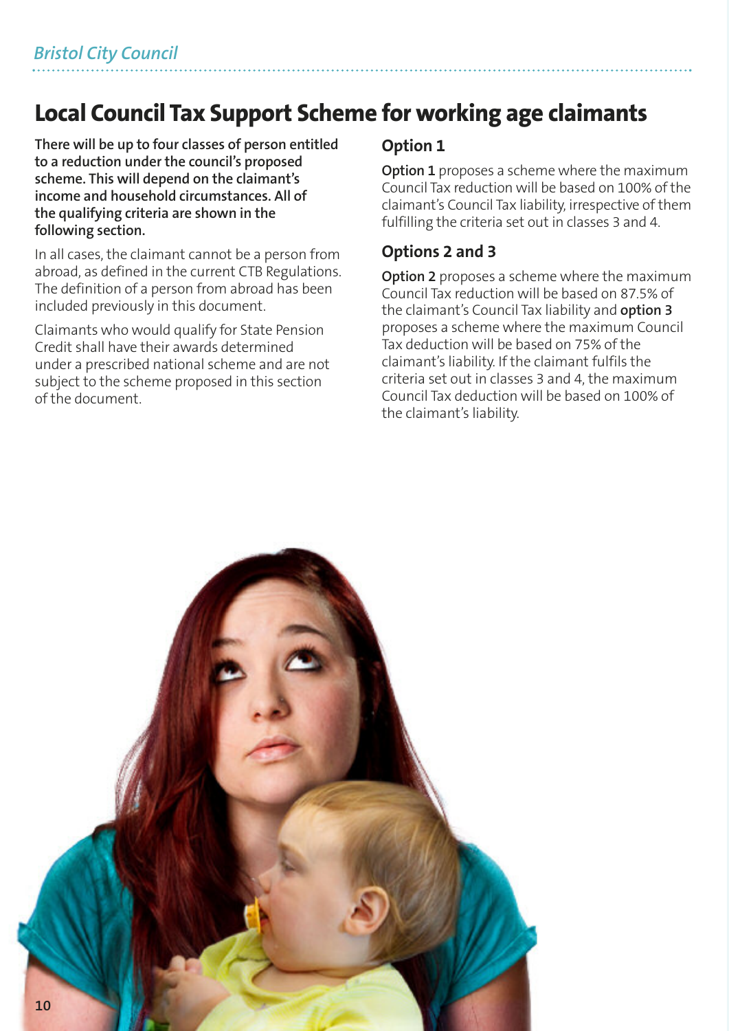# Local Council Tax Support Scheme for working age claimants

**There will be up to four classes of person entitled to a reduction under the council's proposed scheme. This will depend on the claimant's income and household circumstances. All of the qualifying criteria are shown in the following section.**

In all cases, the claimant cannot be a person from abroad, as defined in the current CTB Regulations. The definition of a person from abroad has been included previously in this document.

Claimants who would qualify for State Pension Credit shall have their awards determined under a prescribed national scheme and are not subject to the scheme proposed in this section of the document.

## Option 1

**Option 1** proposes a scheme where the maximum Council Tax reduction will be based on 100% of the claimant's Council Tax liability, irrespective of them fulfilling the criteria set out in classes 3 and 4.

## Options 2 and 3

**Option 2** proposes a scheme where the maximum Council Tax reduction will be based on 87.5% of the claimant's Council Tax liability and **option 3** proposes a scheme where the maximum Council Tax deduction will be based on 75% of the claimant's liability. If the claimant fulfils the criteria set out in classes 3 and 4, the maximum Council Tax deduction will be based on 100% of the claimant's liability.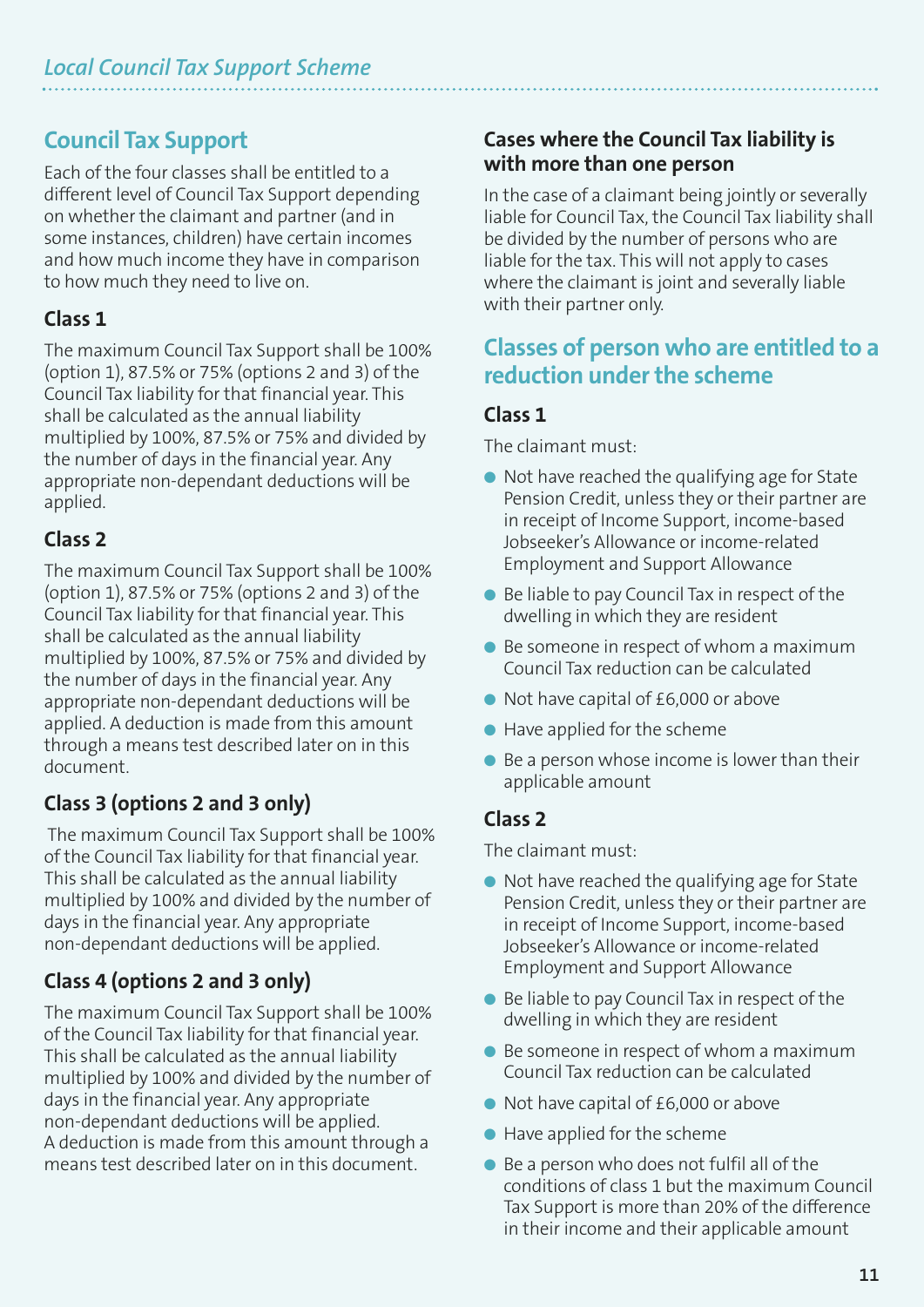## Council Tax Support

Each of the four classes shall be entitled to a different level of Council Tax Support depending on whether the claimant and partner (and in some instances, children) have certain incomes and how much income they have in comparison to how much they need to live on.

### Class 1

The maximum Council Tax Support shall be 100% (option 1), 87.5% or 75% (options 2 and 3) of the Council Tax liability for that financial year. This shall be calculated as the annual liability multiplied by 100%, 87.5% or 75% and divided by the number of days in the financial year. Any appropriate non-dependant deductions will be applied.

### Class 2

The maximum Council Tax Support shall be 100% (option 1), 87.5% or 75% (options 2 and 3) of the Council Tax liability for that financial year. This shall be calculated as the annual liability multiplied by 100%, 87.5% or 75% and divided by the number of days in the financial year. Any appropriate non-dependant deductions will be applied. A deduction is made from this amount through a means test described later on in this document.

### Class 3 (options 2 and 3 only)

The maximum Council Tax Support shall be 100% of the Council Tax liability for that financial year. This shall be calculated as the annual liability multiplied by 100% and divided by the number of days in the financial year. Any appropriate non-dependant deductions will be applied.

### Class 4 (options 2 and 3 only)

The maximum Council Tax Support shall be 100% of the Council Tax liability for that financial year. This shall be calculated as the annual liability multiplied by 100% and divided by the number of days in the financial year. Any appropriate non-dependant deductions will be applied. A deduction is made from this amount through a means test described later on in this document.

### Cases where the Council Tax liability is with more than one person

In the case of a claimant being jointly or severally liable for Council Tax, the Council Tax liability shall be divided by the number of persons who are liable for the tax. This will not apply to cases where the claimant is joint and severally liable with their partner only.

## Classes of person who are entitled to a reduction under the scheme

### Class 1

The claimant must:

- Not have reached the qualifying age for State Pension Credit, unless they or their partner are in receipt of Income Support, income-based Jobseeker's Allowance or income-related Employment and Support Allowance
- Be liable to pay Council Tax in respect of the dwelling in which they are resident
- Be someone in respect of whom a maximum Council Tax reduction can be calculated
- Not have capital of £6,000 or above
- Have applied for the scheme
- Be a person whose income is lower than their applicable amount

### Class 2

The claimant must:

- Not have reached the qualifying age for State Pension Credit, unless they or their partner are in receipt of Income Support, income-based Jobseeker's Allowance or income-related Employment and Support Allowance
- Be liable to pay Council Tax in respect of the dwelling in which they are resident
- Be someone in respect of whom a maximum Council Tax reduction can be calculated
- Not have capital of £6,000 or above
- Have applied for the scheme
- Be a person who does not fulfil all of the conditions of class 1 but the maximum Council Tax Support is more than 20% of the difference in their income and their applicable amount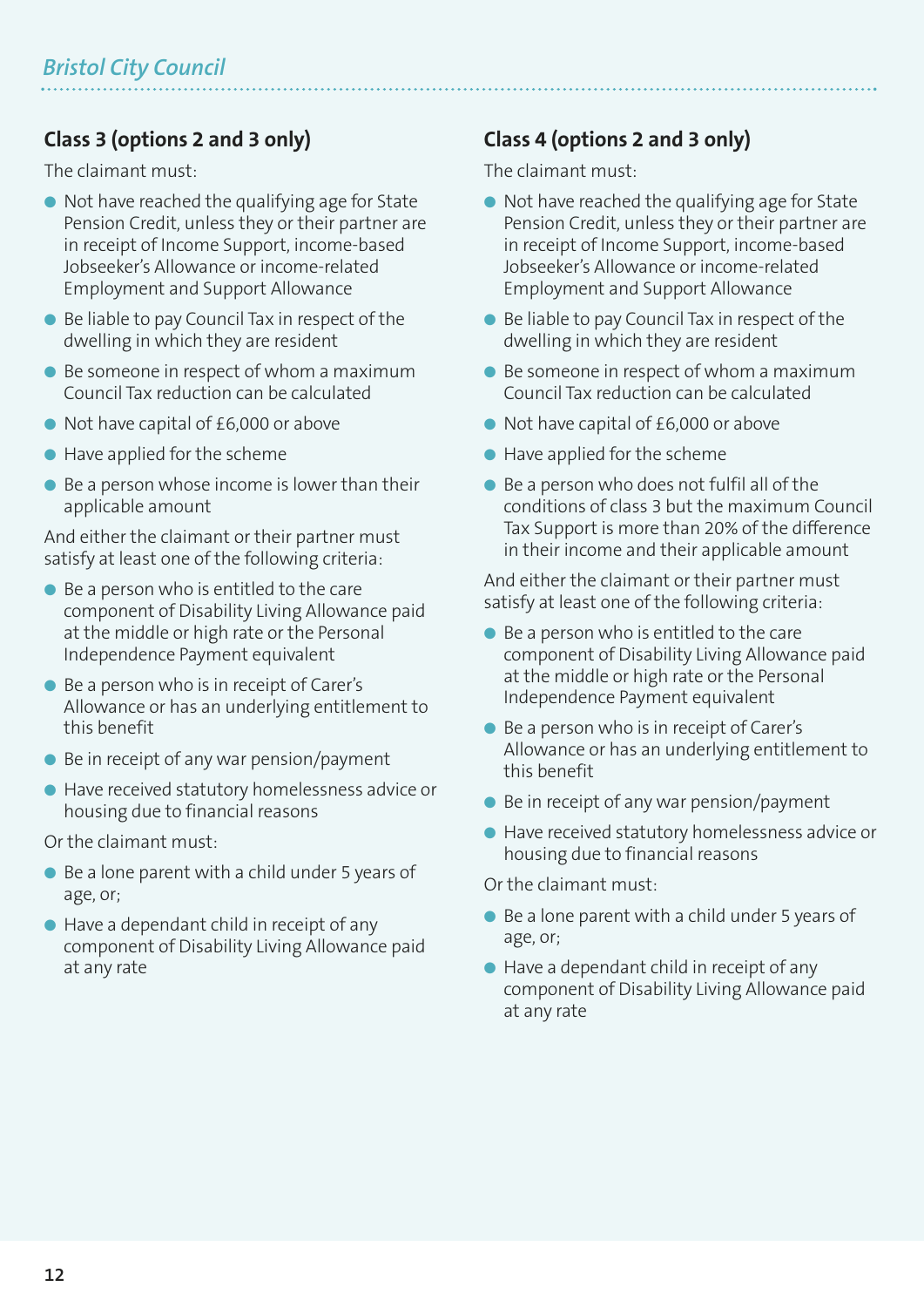## Class 3 (options 2 and 3 only)

The claimant must:

- Not have reached the qualifying age for State Pension Credit, unless they or their partner are in receipt of Income Support, income-based Jobseeker's Allowance or income-related Employment and Support Allowance
- Be liable to pay Council Tax in respect of the dwelling in which they are resident
- Be someone in respect of whom a maximum Council Tax reduction can be calculated
- Not have capital of £6,000 or above
- Have applied for the scheme
- Be a person whose income is lower than their applicable amount

And either the claimant or their partner must satisfy at least one of the following criteria:

- Be a person who is entitled to the care component of Disability Living Allowance paid at the middle or high rate or the Personal Independence Payment equivalent
- Be a person who is in receipt of Carer's Allowance or has an underlying entitlement to this benefit
- Be in receipt of any war pension/payment
- Have received statutory homelessness advice or housing due to financial reasons

Or the claimant must:

- Be a lone parent with a child under 5 years of age, or;
- Have a dependant child in receipt of any component of Disability Living Allowance paid at any rate

## Class 4 (options 2 and 3 only)

The claimant must:

- Not have reached the qualifying age for State Pension Credit, unless they or their partner are in receipt of Income Support, income-based Jobseeker's Allowance or income-related Employment and Support Allowance
- Be liable to pay Council Tax in respect of the dwelling in which they are resident
- Be someone in respect of whom a maximum Council Tax reduction can be calculated
- Not have capital of £6,000 or above
- Have applied for the scheme
- Be a person who does not fulfil all of the conditions of class 3 but the maximum Council Tax Support is more than 20% of the difference in their income and their applicable amount

And either the claimant or their partner must satisfy at least one of the following criteria:

- Be a person who is entitled to the care component of Disability Living Allowance paid at the middle or high rate or the Personal Independence Payment equivalent
- Be a person who is in receipt of Carer's Allowance or has an underlying entitlement to this benefit
- Be in receipt of any war pension/payment
- Have received statutory homelessness advice or housing due to financial reasons

Or the claimant must:

- Be a lone parent with a child under 5 years of age, or;
- Have a dependant child in receipt of any component of Disability Living Allowance paid at any rate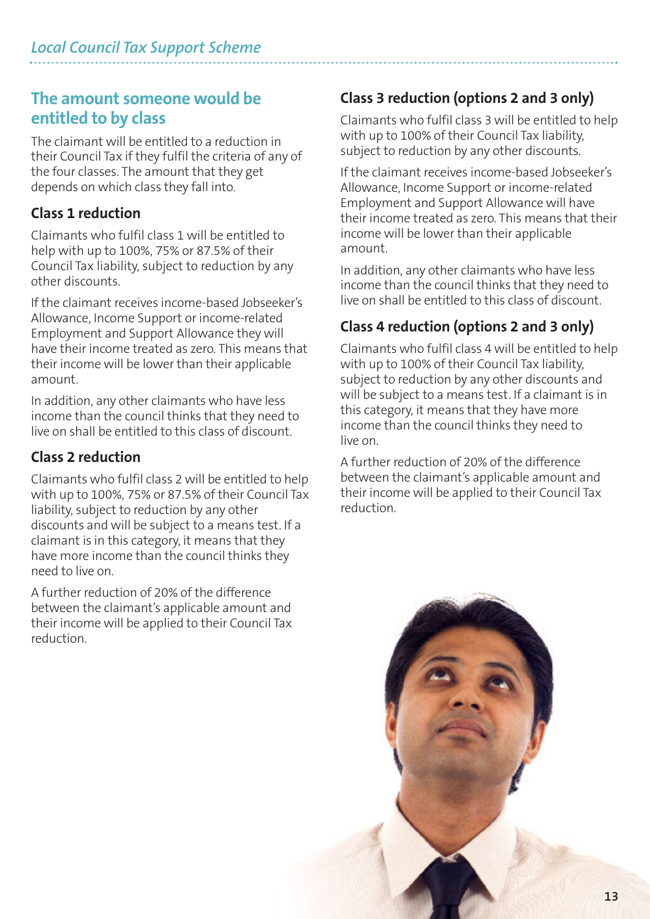## The amount someone would be entitled to by class

The claimant will be entitled to a reduction in their Council Tax if they fulfil the criteria of any of the four classes. The amount that they get depends on which class they fall into.

### Class 1 reduction

Claimants who fulfil class 1 will be entitled to help with up to 100%, 75% or 87.5% of their Council Tax liability, subject to reduction by any other discounts.

If the claimant receives income-based Jobseeker's Allowance, Income Support or income-related Employment and Support Allowance they will have their income treated as zero. This means that their income will be lower than their applicable amount.

In addition, any other claimants who have less income than the council thinks that they need to live on shall be entitled to this class of discount.

### Class 2 reduction

Claimants who fulfil class 2 will be entitled to help with up to 100%, 75% or 87.5% of their Council Tax liability, subject to reduction by any other discounts and will be subject to a means test. If a claimant is in this category, it means that they have more income than the council thinks they need to live on.

A further reduction of 20% of the difference between the claimant's applicable amount and their income will be applied to their Council Tax reduction.

### Class 3 reduction (options 2 and 3 only)

Claimants who fulfil class 3 will be entitled to help with up to 100% of their Council Tax liability, subject to reduction by any other discounts.

If the claimant receives income-based Jobseeker's Allowance, Income Support or income-related Employment and Support Allowance will have their income treated as zero. This means that their income will be lower than their applicable amount.

In addition, any other claimants who have less income than the council thinks that they need to live on shall be entitled to this class of discount.

### Class 4 reduction (options 2 and 3 only)

Claimants who fulfil class 4 will be entitled to help with up to 100% of their Council Tax liability, subject to reduction by any other discounts and will be subject to a means test. If a claimant is in this category, it means that they have more income than the council thinks they need to live on.

A further reduction of 20% of the difference between the claimant's applicable amount and their income will be applied to their Council Tax reduction.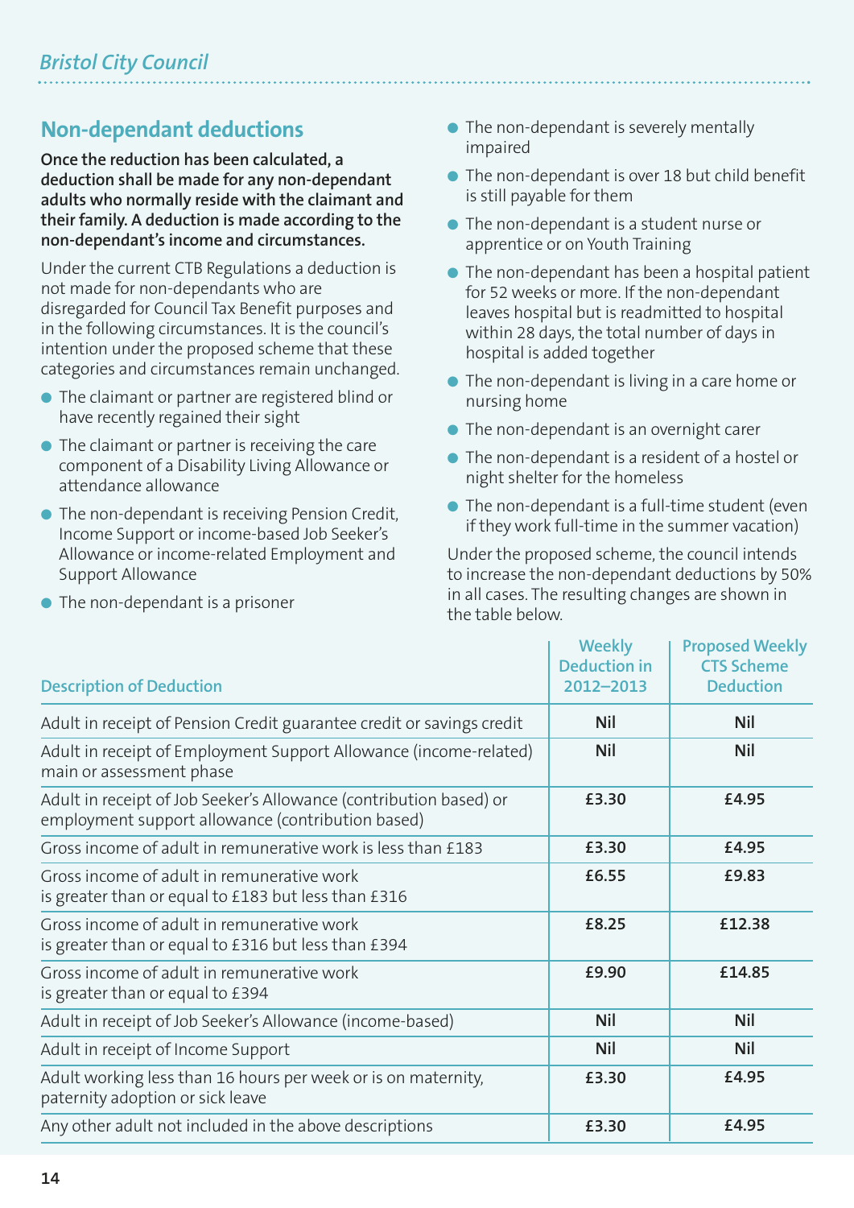## Non-dependant deductions

**Once the reduction has been calculated, a deduction shall be made for any non-dependant adults who normally reside with the claimant and their family. A deduction is made according to the non-dependant's income and circumstances.**

Under the current CTB Regulations a deduction is not made for non-dependants who are disregarded for Council Tax Benefit purposes and in the following circumstances. It is the council's intention under the proposed scheme that these categories and circumstances remain unchanged.

- The claimant or partner are registered blind or have recently regained their sight
- The claimant or partner is receiving the care component of a Disability Living Allowance or attendance allowance
- The non-dependant is receiving Pension Credit, Income Support or income-based Job Seeker's Allowance or income-related Employment and Support Allowance
- The non-dependant is a prisoner
- The non-dependant is severely mentally impaired
- The non-dependant is over 18 but child benefit is still payable for them
- The non-dependant is a student nurse or apprentice or on Youth Training
- The non-dependant has been a hospital patient for 52 weeks or more. If the non-dependant leaves hospital but is readmitted to hospital within 28 days, the total number of days in hospital is added together
- The non-dependant is living in a care home or nursing home
- The non-dependant is an overnight carer
- The non-dependant is a resident of a hostel or night shelter for the homeless
- The non-dependant is a full-time student (even if they work full-time in the summer vacation)

Under the proposed scheme, the council intends to increase the non-dependant deductions by 50% in all cases. The resulting changes are shown in the table below.

| Description of Deduction | Weekly Deduction in 2012–2013 | Proposed Weekly CTS Scheme Deduction |
|---|---|---|
| Adult in receipt of Pension Credit guarantee credit or savings credit | **Nil** | **Nil** |
| Adult in receipt of Employment Support Allowance (income-related) main or assessment phase | **Nil** | **Nil** |
| Adult in receipt of Job Seeker's Allowance (contribution based) or employment support allowance (contribution based) | **£3.30** | **£4.95** |
| Gross income of adult in remunerative work is less than £183 | **£3.30** | **£4.95** |
| Gross income of adult in remunerative work is greater than or equal to £183 but less than £316 | **£6.55** | **£9.83** |
| Gross income of adult in remunerative work is greater than or equal to £316 but less than £394 | **£8.25** | **£12.38** |
| Gross income of adult in remunerative work is greater than or equal to £394 | **£9.90** | **£14.85** |
| Adult in receipt of Job Seeker's Allowance (income-based) | **Nil** | **Nil** |
| Adult in receipt of Income Support | **Nil** | **Nil** |
| Adult working less than 16 hours per week or is on maternity, paternity adoption or sick leave | **£3.30** | **£4.95** |
| Any other adult not included in the above descriptions | **£3.30** | **£4.95** |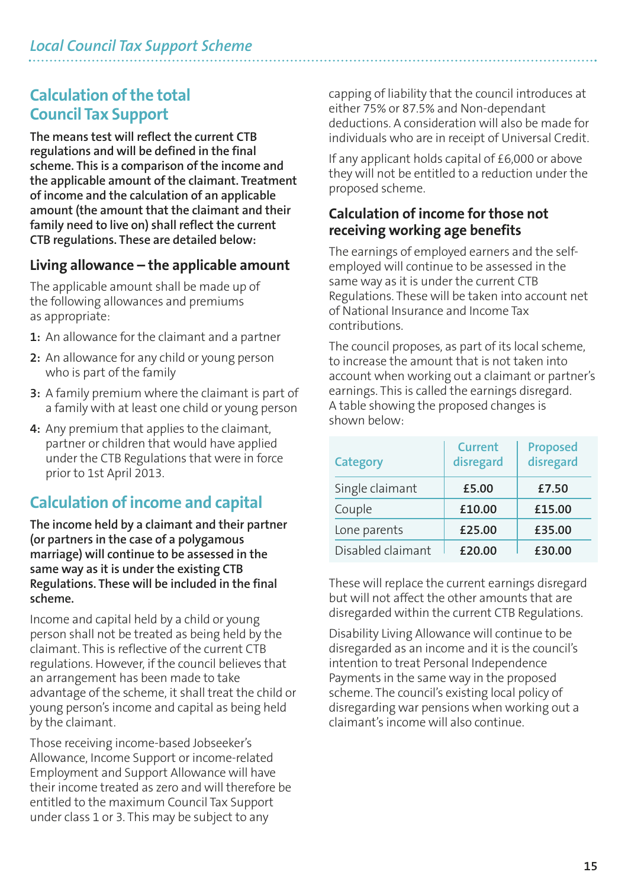## Calculation of the total Council Tax Support

**The means test will reflect the current CTB regulations and will be defined in the final scheme. This is a comparison of the income and the applicable amount of the claimant. Treatment of income and the calculation of an applicable amount (the amount that the claimant and their family need to live on) shall reflect the current CTB regulations. These are detailed below:**

### Living allowance – the applicable amount

The applicable amount shall be made up of the following allowances and premiums as appropriate:

1: An allowance for the claimant and a partner

2: An allowance for any child or young person who is part of the family

3: A family premium where the claimant is part of a family with at least one child or young person

4: Any premium that applies to the claimant, partner or children that would have applied under the CTB Regulations that were in force prior to 1st April 2013.

## Calculation of income and capital

**The income held by a claimant and their partner (or partners in the case of a polygamous marriage) will continue to be assessed in the same way as it is under the existing CTB Regulations. These will be included in the final scheme.**

Income and capital held by a child or young person shall not be treated as being held by the claimant. This is reflective of the current CTB regulations. However, if the council believes that an arrangement has been made to take advantage of the scheme, it shall treat the child or young person's income and capital as being held by the claimant.

Those receiving income-based Jobseeker's Allowance, Income Support or income-related Employment and Support Allowance will have their income treated as zero and will therefore be entitled to the maximum Council Tax Support under class 1 or 3. This may be subject to any capping of liability that the council introduces at either 75% or 87.5% and Non-dependant deductions. A consideration will also be made for individuals who are in receipt of Universal Credit.

If any applicant holds capital of £6,000 or above they will not be entitled to a reduction under the proposed scheme.

### Calculation of income for those not receiving working age benefits

The earnings of employed earners and the self-employed will continue to be assessed in the same way as it is under the current CTB Regulations. These will be taken into account net of National Insurance and Income Tax contributions.

The council proposes, as part of its local scheme, to increase the amount that is not taken into account when working out a claimant or partner's earnings. This is called the earnings disregard. A table showing the proposed changes is shown below:

| Category | Current disregard | Proposed disregard |
|---|---|---|
| Single claimant | £5.00 | £7.50 |
| Couple | £10.00 | £15.00 |
| Lone parents | £25.00 | £35.00 |
| Disabled claimant | £20.00 | £30.00 |

These will replace the current earnings disregard but will not affect the other amounts that are disregarded within the current CTB Regulations.

Disability Living Allowance will continue to be disregarded as an income and it is the council's intention to treat Personal Independence Payments in the same way in the proposed scheme. The council's existing local policy of disregarding war pensions when working out a claimant's income will also continue.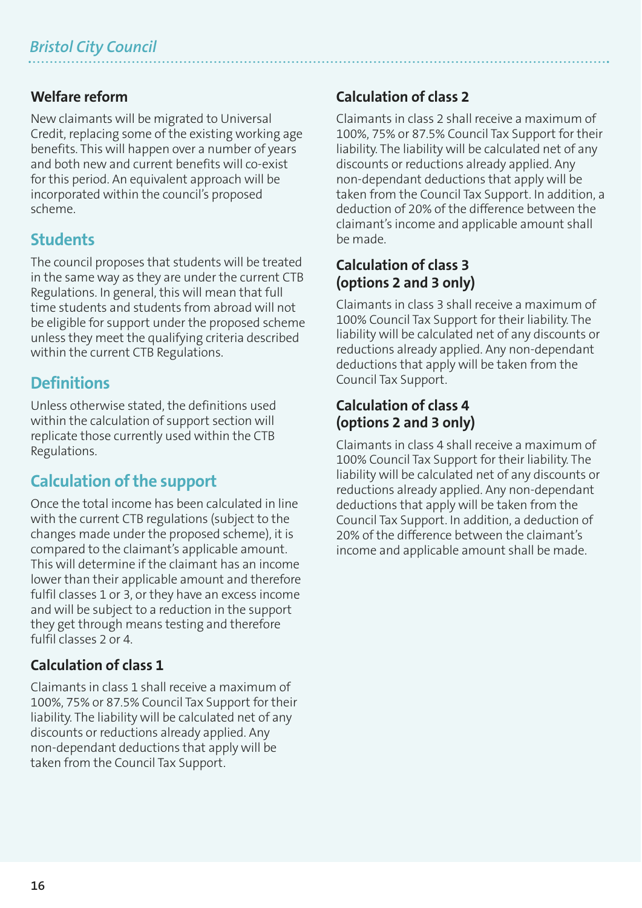### Welfare reform

New claimants will be migrated to Universal Credit, replacing some of the existing working age benefits. This will happen over a number of years and both new and current benefits will co-exist for this period. An equivalent approach will be incorporated within the council's proposed scheme.

## Students

The council proposes that students will be treated in the same way as they are under the current CTB Regulations. In general, this will mean that full time students and students from abroad will not be eligible for support under the proposed scheme unless they meet the qualifying criteria described within the current CTB Regulations.

## Definitions

Unless otherwise stated, the definitions used within the calculation of support section will replicate those currently used within the CTB Regulations.

## Calculation of the support

Once the total income has been calculated in line with the current CTB regulations (subject to the changes made under the proposed scheme), it is compared to the claimant's applicable amount. This will determine if the claimant has an income lower than their applicable amount and therefore fulfil classes 1 or 3, or they have an excess income and will be subject to a reduction in the support they get through means testing and therefore fulfil classes 2 or 4.

### Calculation of class 1

Claimants in class 1 shall receive a maximum of 100%, 75% or 87.5% Council Tax Support for their liability. The liability will be calculated net of any discounts or reductions already applied. Any non-dependant deductions that apply will be taken from the Council Tax Support.

### Calculation of class 2

Claimants in class 2 shall receive a maximum of 100%, 75% or 87.5% Council Tax Support for their liability. The liability will be calculated net of any discounts or reductions already applied. Any non-dependant deductions that apply will be taken from the Council Tax Support. In addition, a deduction of 20% of the difference between the claimant's income and applicable amount shall be made.

### Calculation of class 3 (options 2 and 3 only)

Claimants in class 3 shall receive a maximum of 100% Council Tax Support for their liability. The liability will be calculated net of any discounts or reductions already applied. Any non-dependant deductions that apply will be taken from the Council Tax Support.

### Calculation of class 4 (options 2 and 3 only)

Claimants in class 4 shall receive a maximum of 100% Council Tax Support for their liability. The liability will be calculated net of any discounts or reductions already applied. Any non-dependant deductions that apply will be taken from the Council Tax Support. In addition, a deduction of 20% of the difference between the claimant's income and applicable amount shall be made.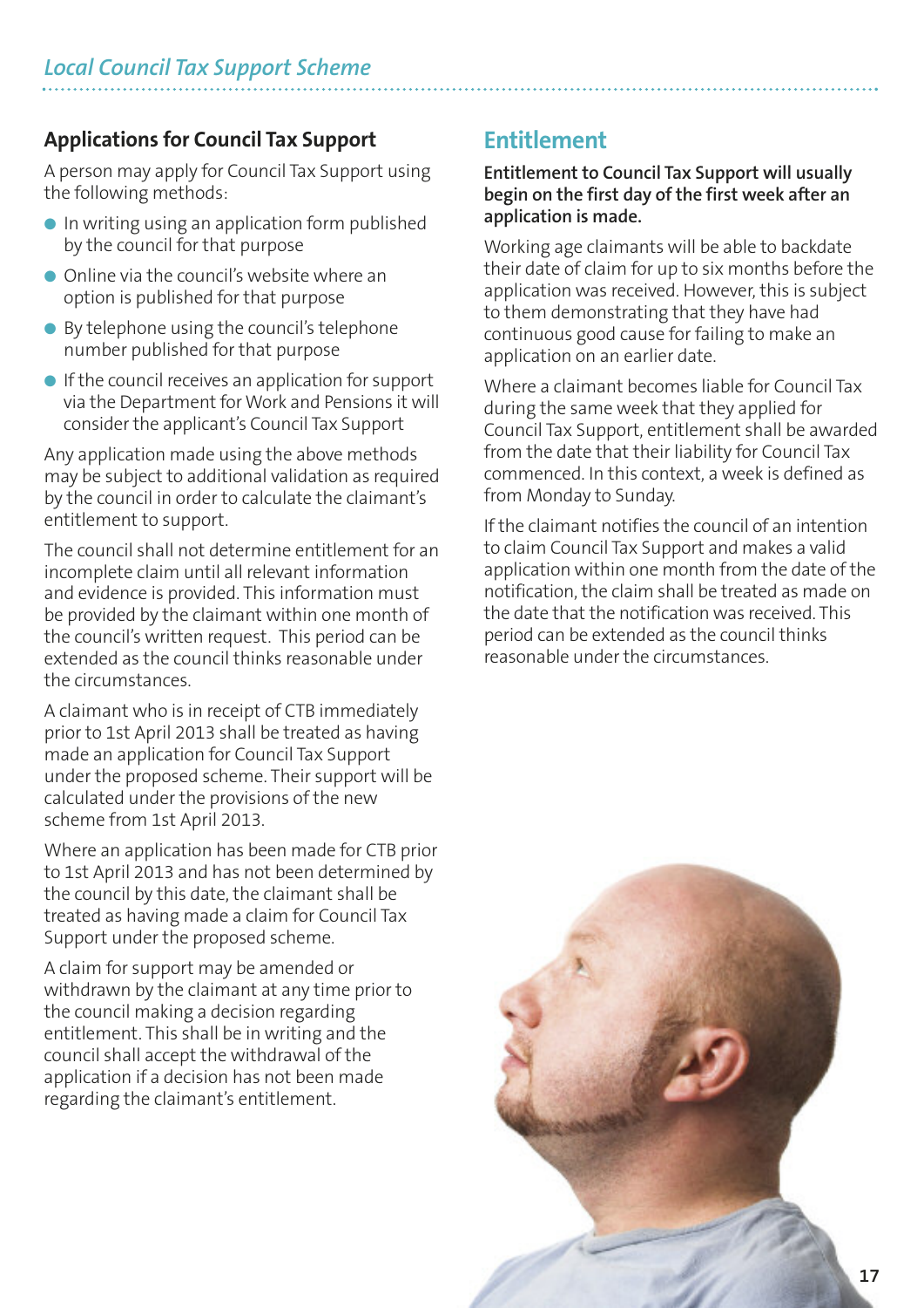## Applications for Council Tax Support

A person may apply for Council Tax Support using the following methods:

- In writing using an application form published by the council for that purpose
- Online via the council's website where an option is published for that purpose
- By telephone using the council's telephone number published for that purpose
- If the council receives an application for support via the Department for Work and Pensions it will consider the applicant's Council Tax Support

Any application made using the above methods may be subject to additional validation as required by the council in order to calculate the claimant's entitlement to support.

The council shall not determine entitlement for an incomplete claim until all relevant information and evidence is provided. This information must be provided by the claimant within one month of the council's written request. This period can be extended as the council thinks reasonable under the circumstances.

A claimant who is in receipt of CTB immediately prior to 1st April 2013 shall be treated as having made an application for Council Tax Support under the proposed scheme. Their support will be calculated under the provisions of the new scheme from 1st April 2013.

Where an application has been made for CTB prior to 1st April 2013 and has not been determined by the council by this date, the claimant shall be treated as having made a claim for Council Tax Support under the proposed scheme.

A claim for support may be amended or withdrawn by the claimant at any time prior to the council making a decision regarding entitlement. This shall be in writing and the council shall accept the withdrawal of the application if a decision has not been made regarding the claimant's entitlement.

## Entitlement

**Entitlement to Council Tax Support will usually begin on the first day of the first week after an application is made.**

Working age claimants will be able to backdate their date of claim for up to six months before the application was received. However, this is subject to them demonstrating that they have had continuous good cause for failing to make an application on an earlier date.

Where a claimant becomes liable for Council Tax during the same week that they applied for Council Tax Support, entitlement shall be awarded from the date that their liability for Council Tax commenced. In this context, a week is defined as from Monday to Sunday.

If the claimant notifies the council of an intention to claim Council Tax Support and makes a valid application within one month from the date of the notification, the claim shall be treated as made on the date that the notification was received. This period can be extended as the council thinks reasonable under the circumstances.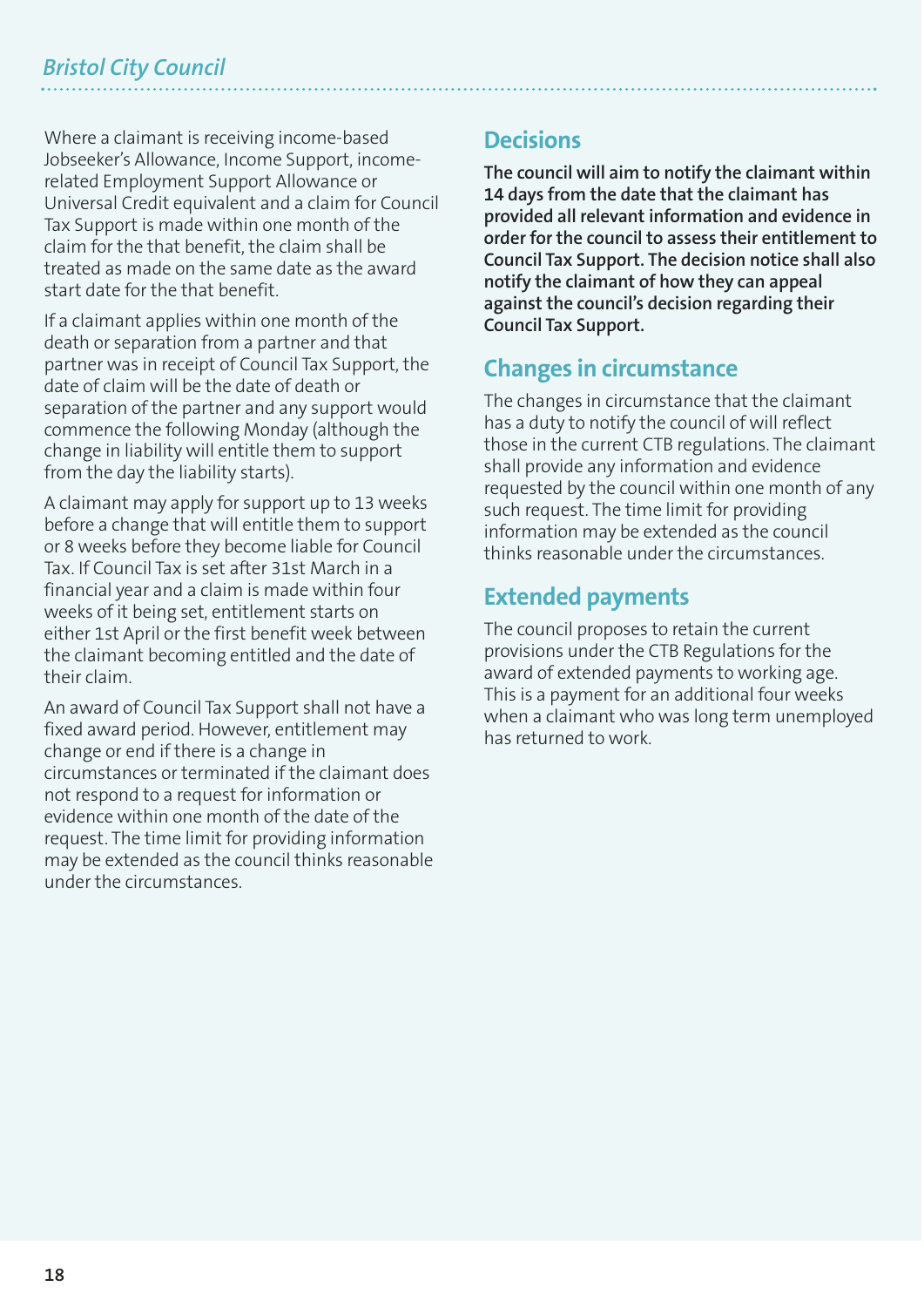Where a claimant is receiving income-based Jobseeker's Allowance, Income Support, income-related Employment Support Allowance or Universal Credit equivalent and a claim for Council Tax Support is made within one month of the claim for the that benefit, the claim shall be treated as made on the same date as the award start date for the that benefit.

If a claimant applies within one month of the death or separation from a partner and that partner was in receipt of Council Tax Support, the date of claim will be the date of death or separation of the partner and any support would commence the following Monday (although the change in liability will entitle them to support from the day the liability starts).

A claimant may apply for support up to 13 weeks before a change that will entitle them to support or 8 weeks before they become liable for Council Tax. If Council Tax is set after 31st March in a financial year and a claim is made within four weeks of it being set, entitlement starts on either 1st April or the first benefit week between the claimant becoming entitled and the date of their claim.

An award of Council Tax Support shall not have a fixed award period. However, entitlement may change or end if there is a change in circumstances or terminated if the claimant does not respond to a request for information or evidence within one month of the date of the request. The time limit for providing information may be extended as the council thinks reasonable under the circumstances.

## Decisions

**The council will aim to notify the claimant within 14 days from the date that the claimant has provided all relevant information and evidence in order for the council to assess their entitlement to Council Tax Support. The decision notice shall also notify the claimant of how they can appeal against the council's decision regarding their Council Tax Support.**

## Changes in circumstance

The changes in circumstance that the claimant has a duty to notify the council of will reflect those in the current CTB regulations. The claimant shall provide any information and evidence requested by the council within one month of any such request. The time limit for providing information may be extended as the council thinks reasonable under the circumstances.

## Extended payments

The council proposes to retain the current provisions under the CTB Regulations for the award of extended payments to working age. This is a payment for an additional four weeks when a claimant who was long term unemployed has returned to work.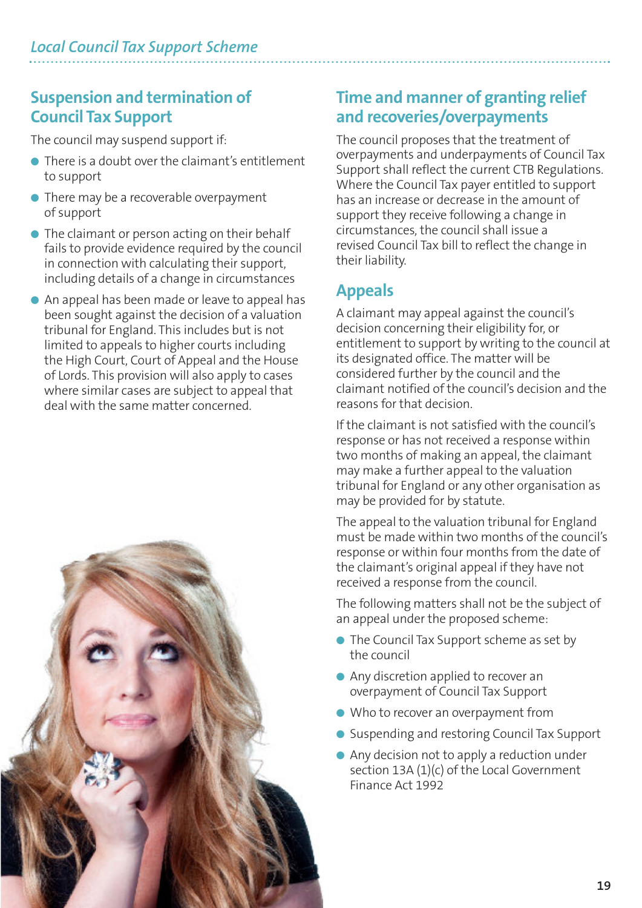## Suspension and termination of Council Tax Support

The council may suspend support if:

- There is a doubt over the claimant's entitlement to support
- There may be a recoverable overpayment of support
- The claimant or person acting on their behalf fails to provide evidence required by the council in connection with calculating their support, including details of a change in circumstances
- An appeal has been made or leave to appeal has been sought against the decision of a valuation tribunal for England. This includes but is not limited to appeals to higher courts including the High Court, Court of Appeal and the House of Lords. This provision will also apply to cases where similar cases are subject to appeal that deal with the same matter concerned.

## Time and manner of granting relief and recoveries/overpayments

The council proposes that the treatment of overpayments and underpayments of Council Tax Support shall reflect the current CTB Regulations. Where the Council Tax payer entitled to support has an increase or decrease in the amount of support they receive following a change in circumstances, the council shall issue a revised Council Tax bill to reflect the change in their liability.

## Appeals

A claimant may appeal against the council's decision concerning their eligibility for, or entitlement to support by writing to the council at its designated office. The matter will be considered further by the council and the claimant notified of the council's decision and the reasons for that decision.

If the claimant is not satisfied with the council's response or has not received a response within two months of making an appeal, the claimant may make a further appeal to the valuation tribunal for England or any other organisation as may be provided for by statute.

The appeal to the valuation tribunal for England must be made within two months of the council's response or within four months from the date of the claimant's original appeal if they have not received a response from the council.

The following matters shall not be the subject of an appeal under the proposed scheme:

- The Council Tax Support scheme as set by the council
- Any discretion applied to recover an overpayment of Council Tax Support
- Who to recover an overpayment from
- Suspending and restoring Council Tax Support
- Any decision not to apply a reduction under section 13A (1)(c) of the Local Government Finance Act 1992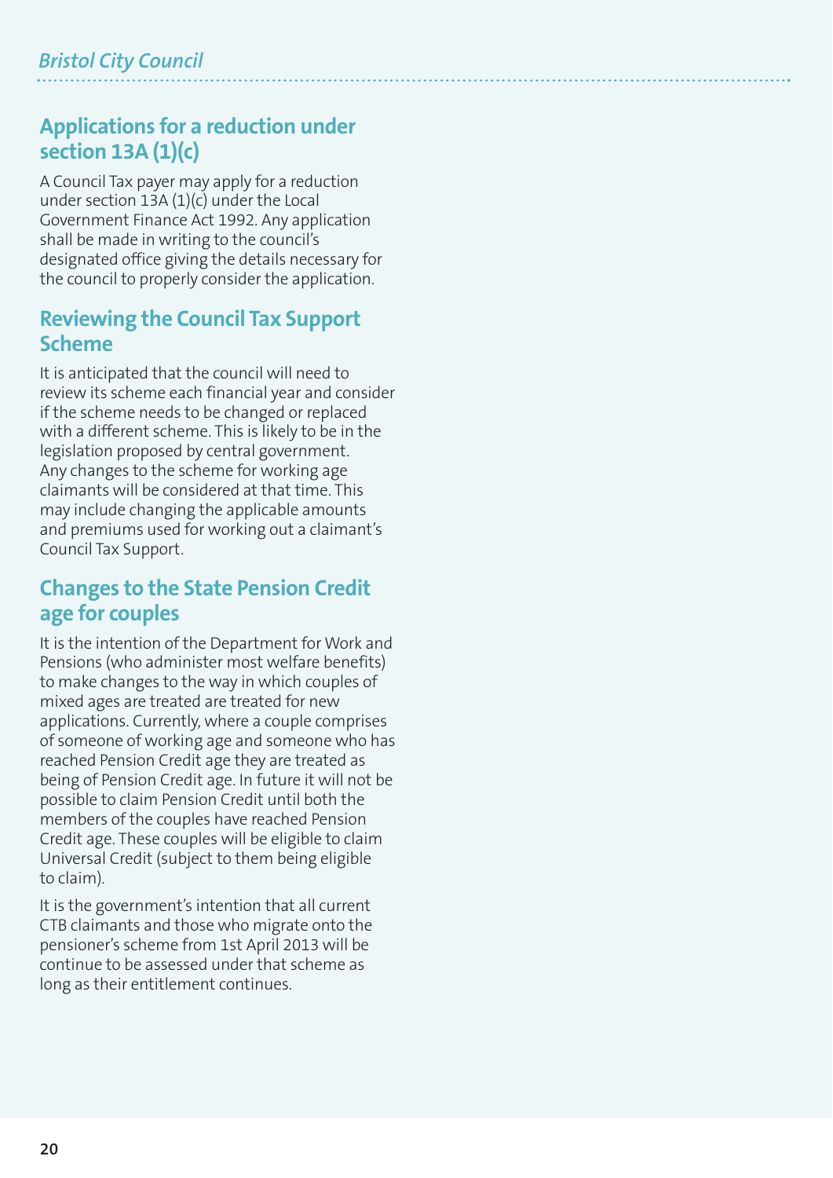## Applications for a reduction under section 13A (1)(c)

A Council Tax payer may apply for a reduction under section 13A (1)(c) under the Local Government Finance Act 1992. Any application shall be made in writing to the council's designated office giving the details necessary for the council to properly consider the application.

## Reviewing the Council Tax Support Scheme

It is anticipated that the council will need to review its scheme each financial year and consider if the scheme needs to be changed or replaced with a different scheme. This is likely to be in the legislation proposed by central government. Any changes to the scheme for working age claimants will be considered at that time. This may include changing the applicable amounts and premiums used for working out a claimant's Council Tax Support.

## Changes to the State Pension Credit age for couples

It is the intention of the Department for Work and Pensions (who administer most welfare benefits) to make changes to the way in which couples of mixed ages are treated are treated for new applications. Currently, where a couple comprises of someone of working age and someone who has reached Pension Credit age they are treated as being of Pension Credit age. In future it will not be possible to claim Pension Credit until both the members of the couples have reached Pension Credit age. These couples will be eligible to claim Universal Credit (subject to them being eligible to claim).

It is the government's intention that all current CTB claimants and those who migrate onto the pensioner's scheme from 1st April 2013 will be continue to be assessed under that scheme as long as their entitlement continues.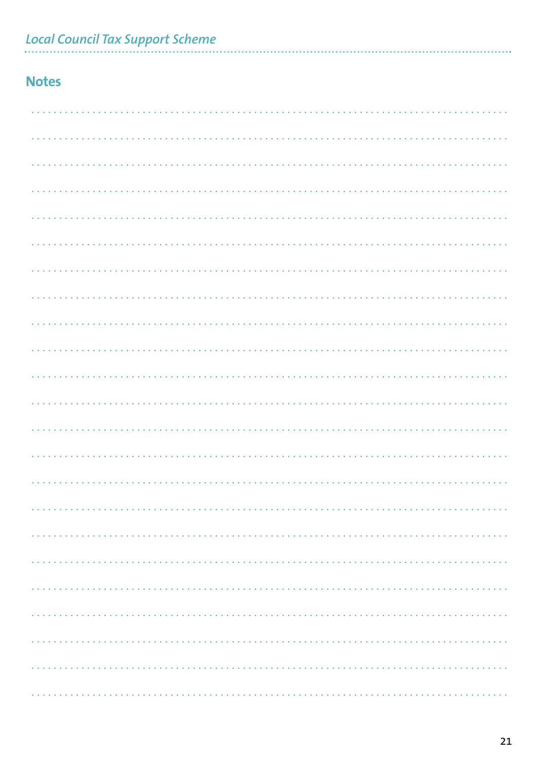## Notes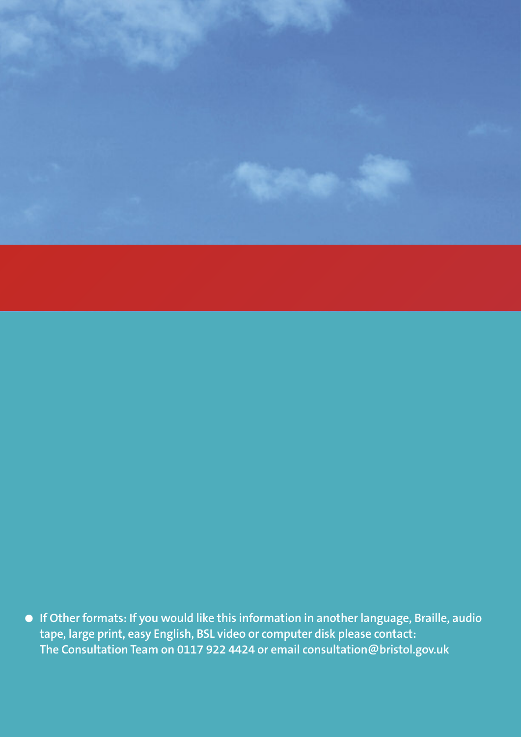- If Other formats: If you would like this information in another language, Braille, audio tape, large print, easy English, BSL video or computer disk please contact: The Consultation Team on 0117 922 4424 or email consultation@bristol.gov.uk